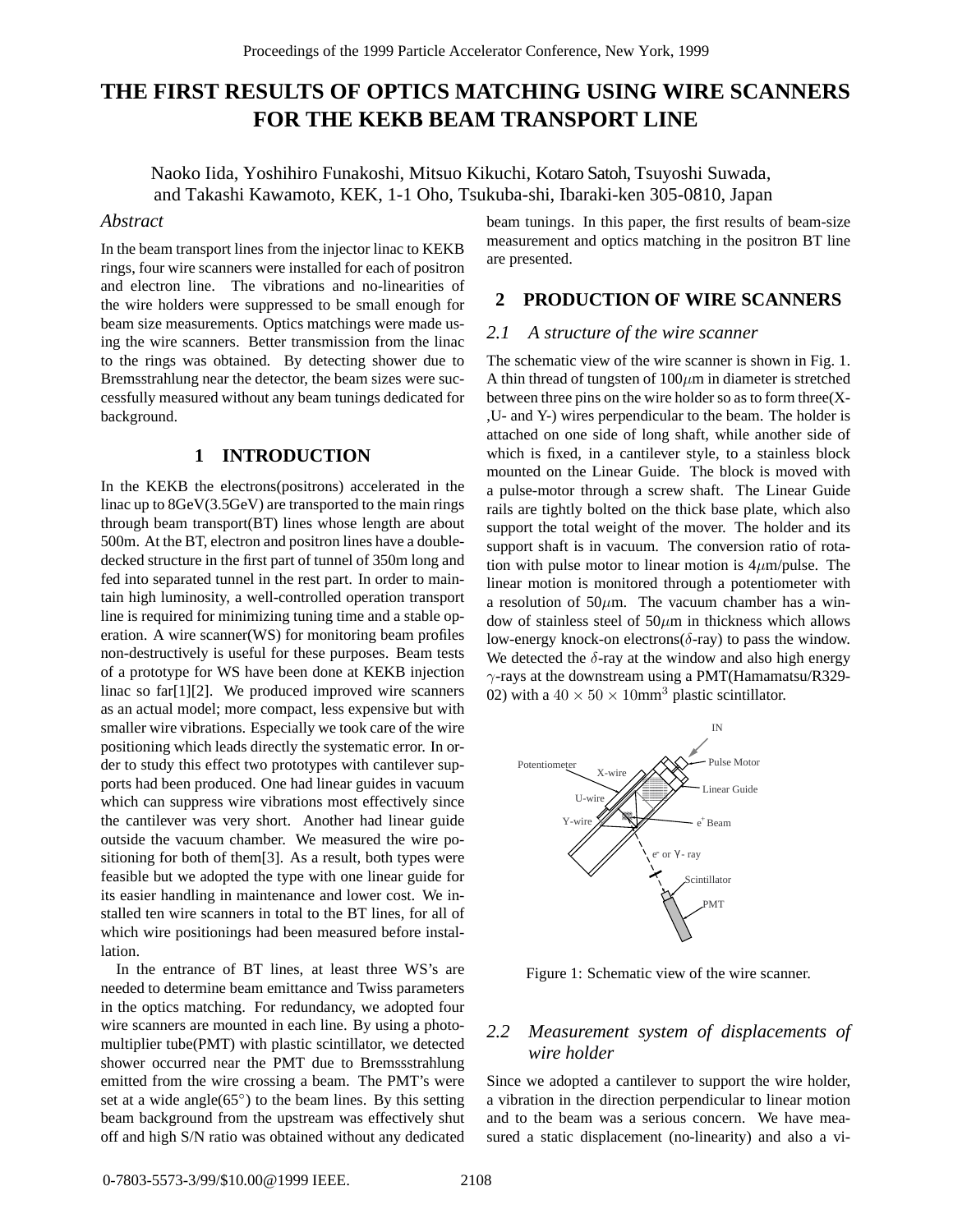# THE FIRST RESULTS OF OPTICS MATCHING USING WIRE SCANNERS FOR THE KEKB BEAM TRANSPORT LINE

Naoko Iida, Yoshihiro Funakoshi, Mitsuo Kikuchi, Kotaro Satoh, Tsuyoshi Suwada, and Takashi Kawamoto, KEK, 1-1 Oho, Tsukuba-shi, Ibaraki-ken 305-0810, Japan

### *Abstract*

In the beam transport lines from the injector linac to KEKB rings, four wire scanners were installed for each of positron and electron line. The vibrations and no-linearities of the wire holders were suppressed to be small enough for beam size measurements. Optics matchings were made using the wire scanners. Better transmission from the linac to the rings was obtained. By detecting shower due to Bremsstrahlung near the detector, the beam sizes were successfully measured without any beam tunings dedicated for background.

## 1 INTRODUCTION

In the KEKB the electrons(positrons) accelerated in the linac up to 8GeV(3.5GeV) are transported to the main rings through beam transport(BT) lines whose length are about 500m. At the BT, electron and positron lines have a double-decked structure in the first part of tunnel of 350m long and fed into separated tunnel in the rest part. In order to maintain high luminosity, a well-controlled operation transport line is required for minimizing tuning time and a stable operation. A wire scanner(WS) for monitoring beam profiles non-destructively is useful for these purposes. Beam tests of a prototype for WS have been done at KEKB injection linac so far[1][2]. We produced improved wire scanners as an actual model; more compact, less expensive but with smaller wire vibrations. Especially we took care of the wire positioning which leads directly the systematic error. In order to study this effect two prototypes with cantilever supports had been produced. One had linear guides in vacuum which can suppress wire vibrations most effectively since the cantilever was very short. Another had linear guide outside the vacuum chamber. We measured the wire positioning for both of them[3]. As a result, both types were feasible but we adopted the type with one linear guide for its easier handling in maintenance and lower cost. We installed ten wire scanners in total to the BT lines, for all of which wire positionings had been measured before installation.

In the entrance of BT lines, at least three WS's are needed to determine beam emittance and Twiss parameters in the optics matching. For redundancy, we adopted four wire scanners are mounted in each line. By using a photomultiplier tube(PMT) with plastic scintillator, we detected shower occurred near the PMT due to Bremssstrahlung emitted from the wire crossing a beam. The PMT's were set at a wide angle(65°) to the beam lines. By this setting beam background from the upstream was effectively shut off and high S/N ratio was obtained without any dedicated beam tunings. In this paper, the first results of beam-size measurement and optics matching in the positron BT line are presented.

## 2 PRODUCTION OF WIRE SCANNERS

### *2.1 A structure of the wire scanner*

The schematic view of the wire scanner is shown in Fig. 1. A thin thread of tungsten of 100$\mu$m in diameter is stretched between three pins on the wire holder so as to form three(X-,U- and Y-) wires perpendicular to the beam. The holder is attached on one side of long shaft, while another side of which is fixed, in a cantilever style, to a stainless block mounted on the Linear Guide. The block is moved with a pulse-motor through a screw shaft. The Linear Guide rails are tightly bolted on the thick base plate, which also support the total weight of the mover. The holder and its support shaft is in vacuum. The conversion ratio of rotation with pulse motor to linear motion is 4$\mu$m/pulse. The linear motion is monitored through a potentiometer with a resolution of 50$\mu$m. The vacuum chamber has a window of stainless steel of 50$\mu$m in thickness which allows low-energy knock-on electrons($\delta$-ray) to pass the window. We detected the $\delta$-ray at the window and also high energy $\gamma$-rays at the downstream using a PMT(Hamamatsu/R329-02) with a $40 \times 50 \times 10\text{mm}^3$ plastic scintillator.

Figure 1: Schematic view of the wire scanner.

### *2.2 Measurement system of displacements of wire holder*

Since we adopted a cantilever to support the wire holder, a vibration in the direction perpendicular to linear motion and to the beam was a serious concern. We have measured a static displacement (no-linearity) and also a vi-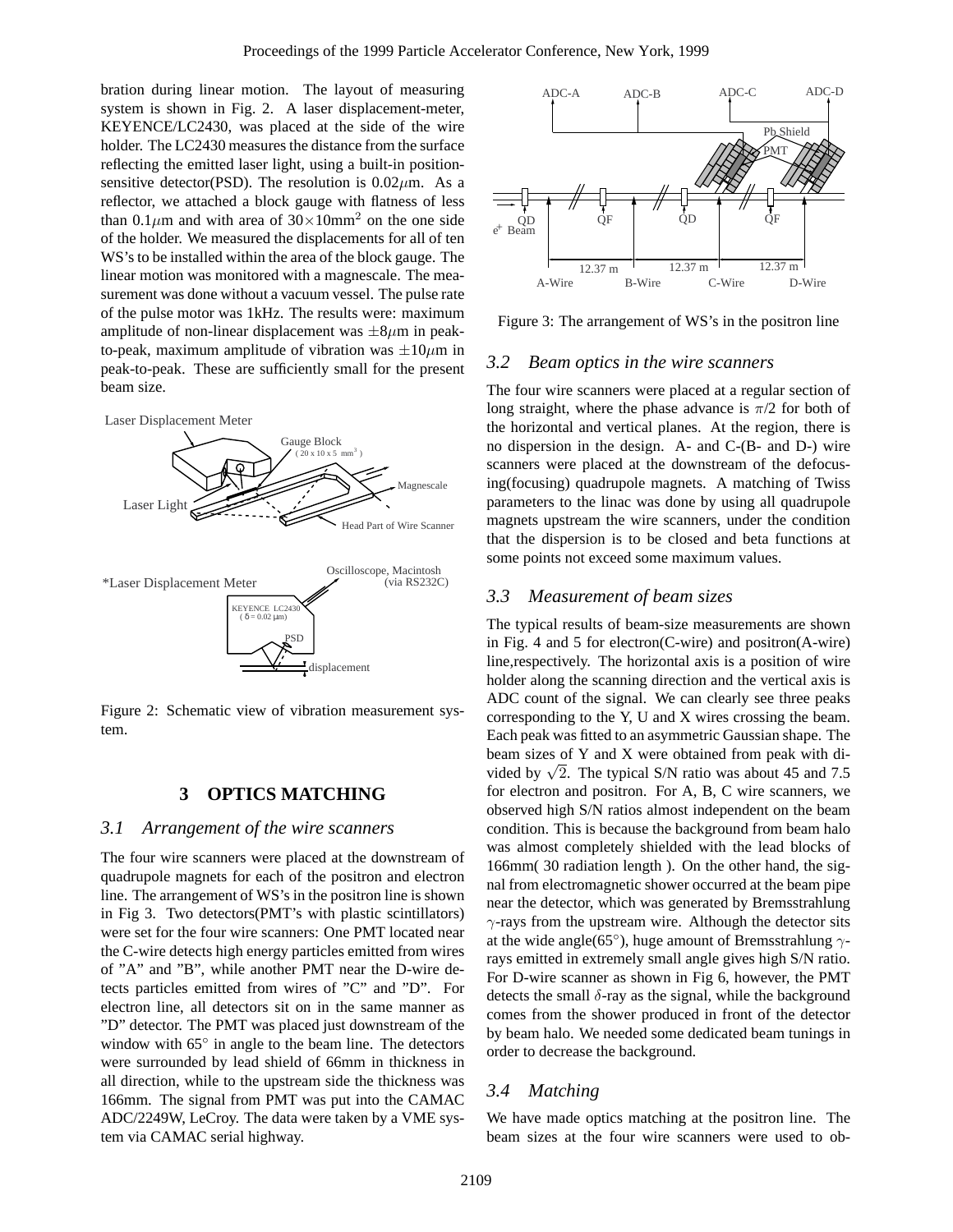bration during linear motion. The layout of measuring system is shown in Fig. 2. A laser displacement-meter, KEYENCE/LC2430, was placed at the side of the wire holder. The LC2430 measures the distance from the surface reflecting the emitted laser light, using a built-in position-sensitive detector(PSD). The resolution is 0.02$\mu$m. As a reflector, we attached a block gauge with flatness of less than 0.1$\mu$m and with area of 30$\times$10mm$^2$ on the one side of the holder. We measured the displacements for all of ten WS's to be installed within the area of the block gauge. The linear motion was monitored with a magnescale. The measurement was done without a vacuum vessel. The pulse rate of the pulse motor was 1kHz. The results were: maximum amplitude of non-linear displacement was $\pm$8$\mu$m in peak-to-peak, maximum amplitude of vibration was $\pm$10$\mu$m in peak-to-peak. These are sufficiently small for the present beam size.

Figure 2: Schematic view of vibration measurement system.

## 3 OPTICS MATCHING

### 3.1 *Arrangement of the wire scanners*

The four wire scanners were placed at the downstream of quadrupole magnets for each of the positron and electron line. The arrangement of WS's in the positron line is shown in Fig 3. Two detectors(PMT's with plastic scintillators) were set for the four wire scanners: One PMT located near the C-wire detects high energy particles emitted from wires of "A" and "B", while another PMT near the D-wire detects particles emitted from wires of "C" and "D". For electron line, all detectors sit on in the same manner as "D" detector. The PMT was placed just downstream of the window with 65° in angle to the beam line. The detectors were surrounded by lead shield of 66mm in thickness in all direction, while to the upstream side the thickness was 166mm. The signal from PMT was put into the CAMAC ADC/2249W, LeCroy. The data were taken by a VME system via CAMAC serial highway.

Figure 3: The arrangement of WS's in the positron line

### 3.2 *Beam optics in the wire scanners*

The four wire scanners were placed at a regular section of long straight, where the phase advance is $\pi/2$ for both of the horizontal and vertical planes. At the region, there is no dispersion in the design. A- and C-(B- and D-) wire scanners were placed at the downstream of the defocusing(focusing) quadrupole magnets. A matching of Twiss parameters to the linac was done by using all quadrupole magnets upstream the wire scanners, under the condition that the dispersion is to be closed and beta functions at some points not exceed some maximum values.

### 3.3 *Measurement of beam sizes*

The typical results of beam-size measurements are shown in Fig. 4 and 5 for electron(C-wire) and positron(A-wire) line,respectively. The horizontal axis is a position of wire holder along the scanning direction and the vertical axis is ADC count of the signal. We can clearly see three peaks corresponding to the Y, U and X wires crossing the beam. Each peak was fitted to an asymmetric Gaussian shape. The beam sizes of Y and X were obtained from peak with divided by $\sqrt{2}$. The typical S/N ratio was about 45 and 7.5 for electron and positron. For A, B, C wire scanners, we observed high S/N ratios almost independent on the beam condition. This is because the background from beam halo was almost completely shielded with the lead blocks of 166mm( 30 radiation length ). On the other hand, the signal from electromagnetic shower occurred at the beam pipe near the detector, which was generated by Bremsstrahlung $\gamma$-rays from the upstream wire. Although the detector sits at the wide angle(65°), huge amount of Bremsstrahlung $\gamma$-rays emitted in extremely small angle gives high S/N ratio. For D-wire scanner as shown in Fig 6, however, the PMT detects the small $\delta$-ray as the signal, while the background comes from the shower produced in front of the detector by beam halo. We needed some dedicated beam tunings in order to decrease the background.

### 3.4 *Matching*

We have made optics matching at the positron line. The beam sizes at the four wire scanners were used to ob-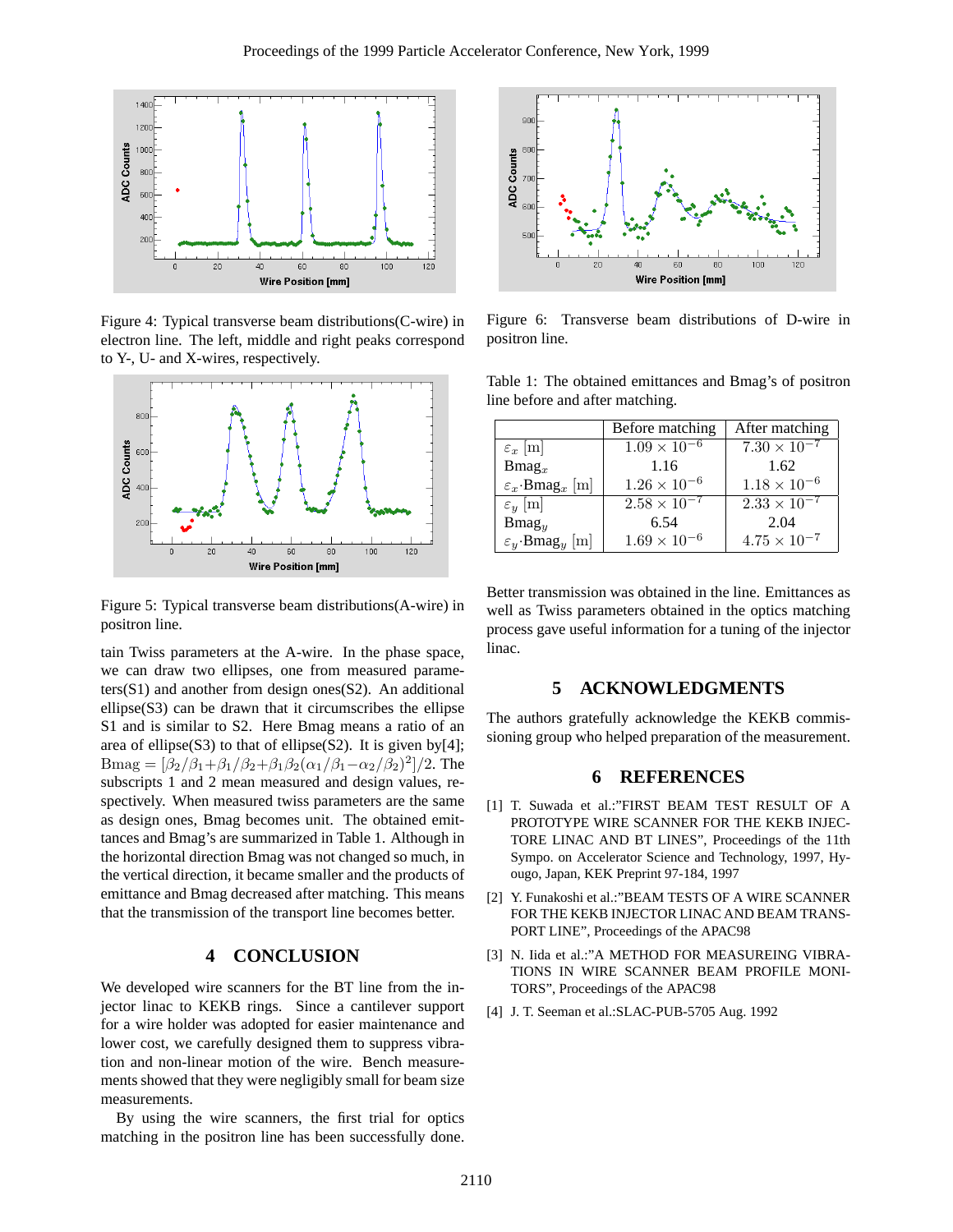ADC Counts

1400
1200
1000
800
600
400
200

0 20 40 60 80 100 120

Wire Position [mm]

Figure 4: Typical transverse beam distributions(C-wire) in electron line. The left, middle and right peaks correspond to Y-, U- and X-wires, respectively.

ADC Counts

800
600
400
200

0 20 40 60 80 100 120

Wire Position [mm]

Figure 5: Typical transverse beam distributions(A-wire) in positron line.

tain Twiss parameters at the A-wire. In the phase space, we can draw two ellipses, one from measured parameters(S1) and another from design ones(S2). An additional ellipse(S3) can be drawn that it circumscribes the ellipse S1 and is similar to S2. Here Bmag means a ratio of an area of ellipse(S3) to that of ellipse(S2). It is given by[4]; $\mathrm{Bmag} = [\beta_2/\beta_1 + \beta_1/\beta_2 + \beta_1\beta_2(\alpha_1/\beta_1 - \alpha_2/\beta_2)^2]/2$. The subscripts 1 and 2 mean measured and design values, respectively. When measured twiss parameters are the same as design ones, Bmag becomes unit. The obtained emittances and Bmag's are summarized in Table 1. Although in the horizontal direction Bmag was not changed so much, in the vertical direction, it became smaller and the products of emittance and Bmag decreased after matching. This means that the transmission of the transport line becomes better.

## 4 CONCLUSION

We developed wire scanners for the BT line from the injector linac to KEKB rings. Since a cantilever support for a wire holder was adopted for easier maintenance and lower cost, we carefully designed them to suppress vibration and non-linear motion of the wire. Bench measurements showed that they were negligibly small for beam size measurements.

By using the wire scanners, the first trial for optics matching in the positron line has been successfully done.

ADC Counts

900
800
700
600
500

0 20 40 60 80 100 120

Wire Position [mm]

Figure 6: Transverse beam distributions of D-wire in positron line.

Table 1: The obtained emittances and Bmag's of positron line before and after matching.

| | Before matching | After matching |
| --- | --- | --- |
| $\varepsilon_x$ [m] | $1.09 \times 10^{-6}$ | $7.30 \times 10^{-7}$ |
| $\mathrm{Bmag}_x$ | 1.16 | 1.62 |
| $\varepsilon_x \cdot \mathrm{Bmag}_x$ [m] | $1.26 \times 10^{-6}$ | $1.18 \times 10^{-6}$ |
| $\varepsilon_y$ [m] | $2.58 \times 10^{-7}$ | $2.33 \times 10^{-7}$ |
| $\mathrm{Bmag}_y$ | 6.54 | 2.04 |
| $\varepsilon_y \cdot \mathrm{Bmag}_y$ [m] | $1.69 \times 10^{-6}$ | $4.75 \times 10^{-7}$ |

Better transmission was obtained in the line. Emittances as well as Twiss parameters obtained in the optics matching process gave useful information for a tuning of the injector linac.

## 5 ACKNOWLEDGMENTS

The authors gratefully acknowledge the KEKB commissioning group who helped preparation of the measurement.

## 6 REFERENCES

[1] T. Suwada et al.:"FIRST BEAM TEST RESULT OF A PROTOTYPE WIRE SCANNER FOR THE KEKB INJECTORE LINAC AND BT LINES", Proceedings of the 11th Sympo. on Accelerator Science and Technology, 1997, Hyougo, Japan, KEK Preprint 97-184, 1997

[2] Y. Funakoshi et al.:"BEAM TESTS OF A WIRE SCANNER FOR THE KEKB INJECTOR LINAC AND BEAM TRANSPORT LINE", Proceedings of the APAC98

[3] N. Iida et al.:"A METHOD FOR MEASUREING VIBRATIONS IN WIRE SCANNER BEAM PROFILE MONITORS", Proceedings of the APAC98

[4] J. T. Seeman et al.:SLAC-PUB-5705 Aug. 1992